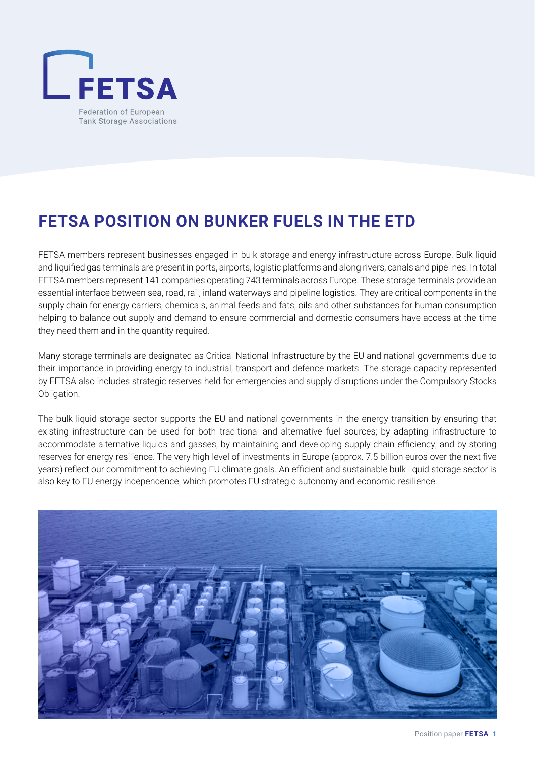FETSA

Federation of European Tank Storage Associations

# FETSA POSITION ON BUNKER FUELS IN THE ETD

FETSA members represent businesses engaged in bulk storage and energy infrastructure across Europe. Bulk liquid and liquified gas terminals are present in ports, airports, logistic platforms and along rivers, canals and pipelines. In total FETSA members represent 141 companies operating 743 terminals across Europe. These storage terminals provide an essential interface between sea, road, rail, inland waterways and pipeline logistics. They are critical components in the supply chain for energy carriers, chemicals, animal feeds and fats, oils and other substances for human consumption helping to balance out supply and demand to ensure commercial and domestic consumers have access at the time they need them and in the quantity required.

Many storage terminals are designated as Critical National Infrastructure by the EU and national governments due to their importance in providing energy to industrial, transport and defence markets. The storage capacity represented by FETSA also includes strategic reserves held for emergencies and supply disruptions under the Compulsory Stocks Obligation.

The bulk liquid storage sector supports the EU and national governments in the energy transition by ensuring that existing infrastructure can be used for both traditional and alternative fuel sources; by adapting infrastructure to accommodate alternative liquids and gasses; by maintaining and developing supply chain efficiency; and by storing reserves for energy resilience. The very high level of investments in Europe (approx. 7.5 billion euros over the next five years) reflect our commitment to achieving EU climate goals. An efficient and sustainable bulk liquid storage sector is also key to EU energy independence, which promotes EU strategic autonomy and economic resilience.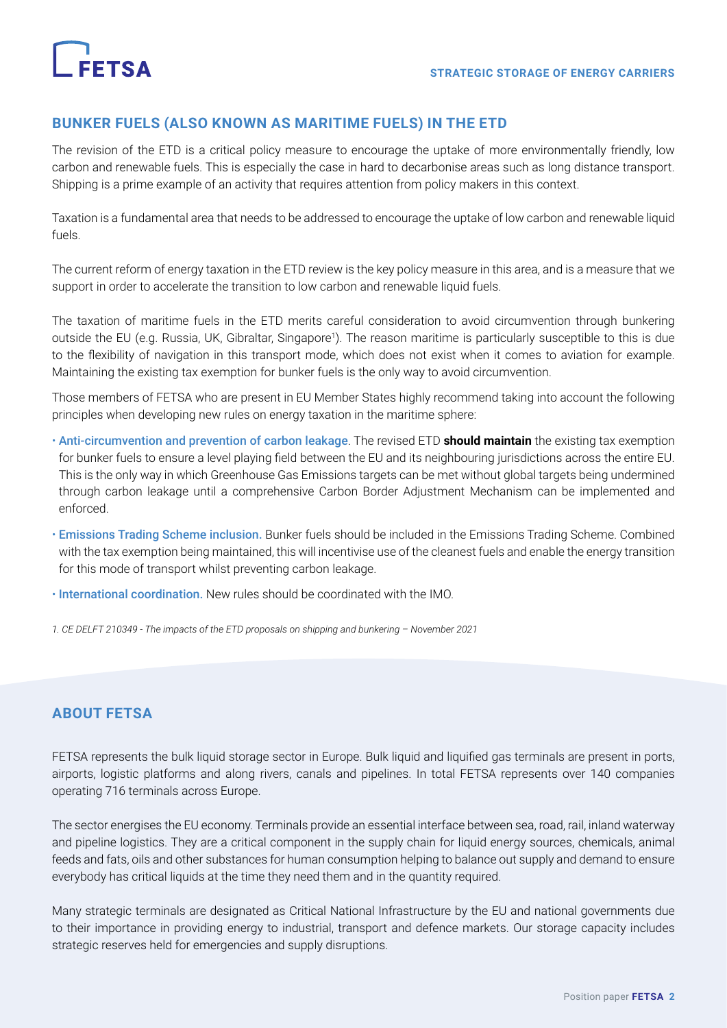## BUNKER FUELS (ALSO KNOWN AS MARITIME FUELS) IN THE ETD

The revision of the ETD is a critical policy measure to encourage the uptake of more environmentally friendly, low carbon and renewable fuels. This is especially the case in hard to decarbonise areas such as long distance transport. Shipping is a prime example of an activity that requires attention from policy makers in this context.

Taxation is a fundamental area that needs to be addressed to encourage the uptake of low carbon and renewable liquid fuels.

The current reform of energy taxation in the ETD review is the key policy measure in this area, and is a measure that we support in order to accelerate the transition to low carbon and renewable liquid fuels.

The taxation of maritime fuels in the ETD merits careful consideration to avoid circumvention through bunkering outside the EU (e.g. Russia, UK, Gibraltar, Singapore[1]). The reason maritime is particularly susceptible to this is due to the flexibility of navigation in this transport mode, which does not exist when it comes to aviation for example. Maintaining the existing tax exemption for bunker fuels is the only way to avoid circumvention.

Those members of FETSA who are present in EU Member States highly recommend taking into account the following principles when developing new rules on energy taxation in the maritime sphere:

- Anti-circumvention and prevention of carbon leakage. The revised ETD **should maintain** the existing tax exemption for bunker fuels to ensure a level playing field between the EU and its neighbouring jurisdictions across the entire EU. This is the only way in which Greenhouse Gas Emissions targets can be met without global targets being undermined through carbon leakage until a comprehensive Carbon Border Adjustment Mechanism can be implemented and enforced.
- Emissions Trading Scheme inclusion. Bunker fuels should be included in the Emissions Trading Scheme. Combined with the tax exemption being maintained, this will incentivise use of the cleanest fuels and enable the energy transition for this mode of transport whilst preventing carbon leakage.
- International coordination. New rules should be coordinated with the IMO.

*1. CE DELFT 210349 - The impacts of the ETD proposals on shipping and bunkering – November 2021*

## ABOUT FETSA

FETSA represents the bulk liquid storage sector in Europe. Bulk liquid and liquified gas terminals are present in ports, airports, logistic platforms and along rivers, canals and pipelines. In total FETSA represents over 140 companies operating 716 terminals across Europe.

The sector energises the EU economy. Terminals provide an essential interface between sea, road, rail, inland waterway and pipeline logistics. They are a critical component in the supply chain for liquid energy sources, chemicals, animal feeds and fats, oils and other substances for human consumption helping to balance out supply and demand to ensure everybody has critical liquids at the time they need them and in the quantity required.

Many strategic terminals are designated as Critical National Infrastructure by the EU and national governments due to their importance in providing energy to industrial, transport and defence markets. Our storage capacity includes strategic reserves held for emergencies and supply disruptions.